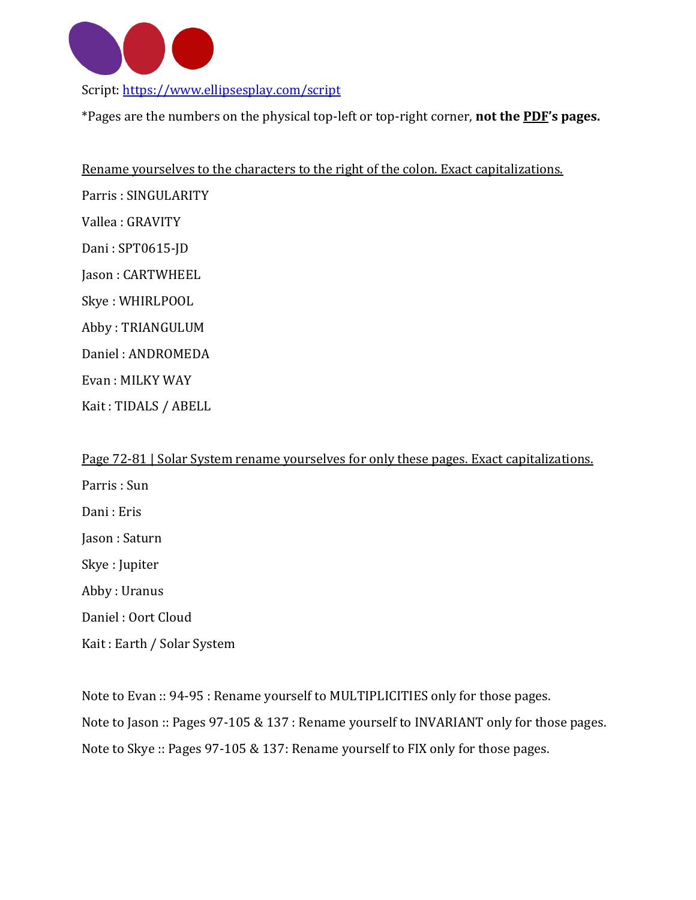Script: [https://www.ellipsesplay.com/script](https://www.ellipsesplay.com/script)

*Pages are the numbers on the physical top-left or top-right corner, **not the PDF's pages.**

Rename yourselves to the characters to the right of the colon. Exact capitalizations.

Parris : SINGULARITY

Vallea : GRAVITY

Dani : SPT0615-JD

Jason : CARTWHEEL

Skye : WHIRLPOOL

Abby : TRIANGULUM

Daniel : ANDROMEDA

Evan : MILKY WAY

Kait : TIDALS / ABELL

Page 72-81 | Solar System rename yourselves for only these pages. Exact capitalizations.

Parris : Sun

Dani : Eris

Jason : Saturn

Skye : Jupiter

Abby : Uranus

Daniel : Oort Cloud

Kait : Earth / Solar System

Note to Evan :: 94-95 : Rename yourself to MULTIPLICITIES only for those pages.

Note to Jason :: Pages 97-105 & 137 : Rename yourself to INVARIANT only for those pages.

Note to Skye :: Pages 97-105 & 137: Rename yourself to FIX only for those pages.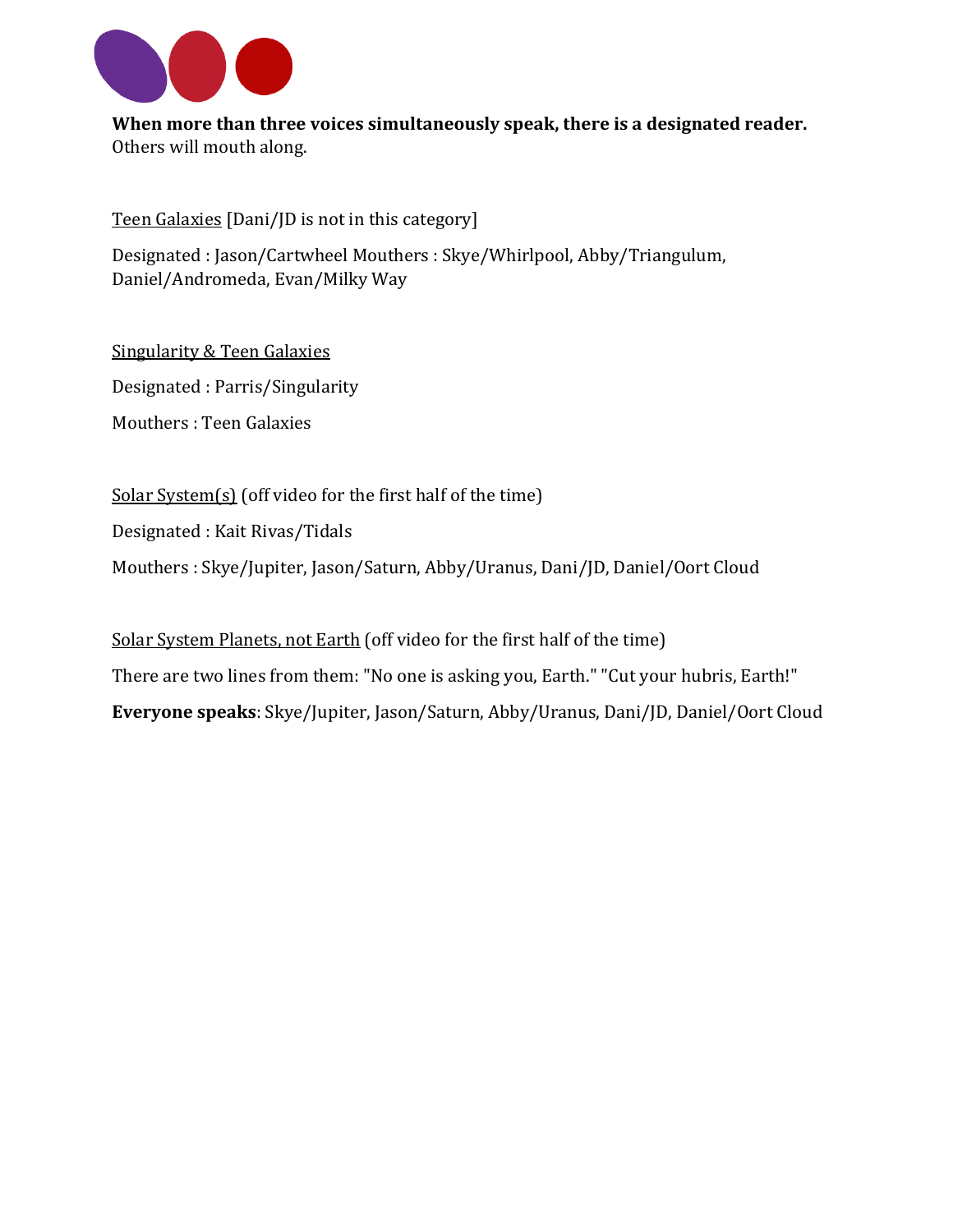**When more than three voices simultaneously speak, there is a designated reader.** Others will mouth along.

<u>Teen Galaxies</u> [Dani/JD is not in this category]

Designated : Jason/Cartwheel Mouthers : Skye/Whirlpool, Abby/Triangulum, Daniel/Andromeda, Evan/Milky Way

<u>Singularity & Teen Galaxies</u>

Designated : Parris/Singularity

Mouthers : Teen Galaxies

<u>Solar System(s)</u> (off video for the first half of the time)

Designated : Kait Rivas/Tidals

Mouthers : Skye/Jupiter, Jason/Saturn, Abby/Uranus, Dani/JD, Daniel/Oort Cloud

<u>Solar System Planets, not Earth</u> (off video for the first half of the time)

There are two lines from them: "No one is asking you, Earth." "Cut your hubris, Earth!"

**Everyone speaks**: Skye/Jupiter, Jason/Saturn, Abby/Uranus, Dani/JD, Daniel/Oort Cloud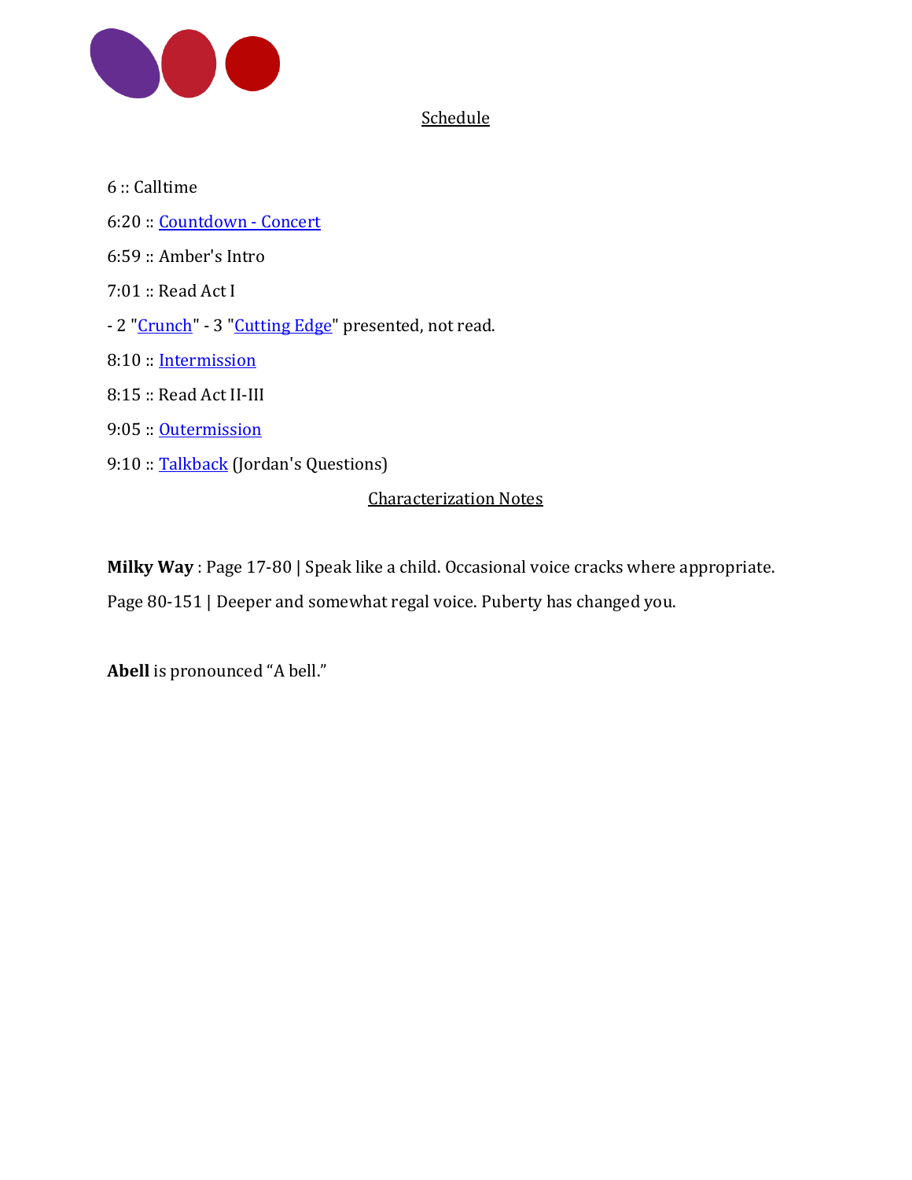## Schedule

6 :: Calltime

6:20 :: Countdown - Concert

6:59 :: Amber's Intro

7:01 :: Read Act I

- 2 "Crunch" - 3 "Cutting Edge" presented, not read.

8:10 :: Intermission

8:15 :: Read Act II-III

9:05 :: Outermission

9:10 :: Talkback (Jordan's Questions)

## Characterization Notes

**Milky Way** : Page 17-80 | Speak like a child. Occasional voice cracks where appropriate.

Page 80-151 | Deeper and somewhat regal voice. Puberty has changed you.

**Abell** is pronounced "A bell."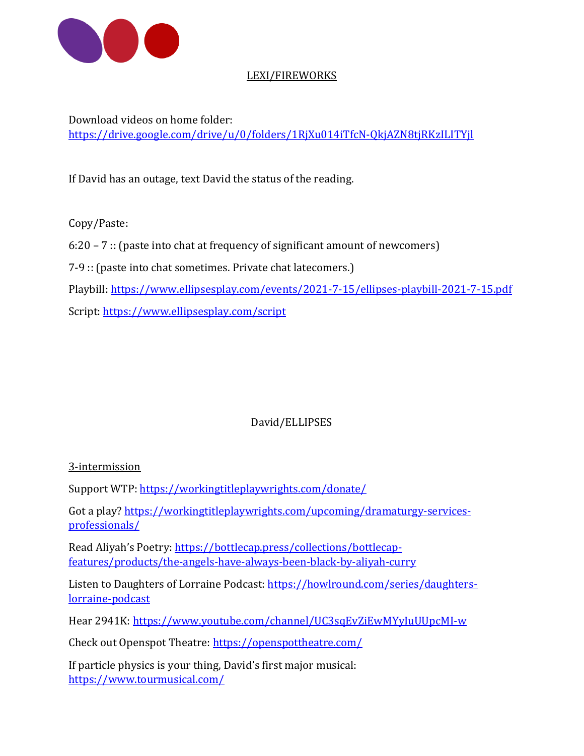LEXI/FIREWORKS

Download videos on home folder:
https://drive.google.com/drive/u/0/folders/1RjXu014iTfcN-QkjAZN8tjRKzILITYjl

If David has an outage, text David the status of the reading.

Copy/Paste:

6:20 – 7 :: (paste into chat at frequency of significant amount of newcomers)

7-9 :: (paste into chat sometimes. Private chat latecomers.)

Playbill: https://www.ellipsesplay.com/events/2021-7-15/ellipses-playbill-2021-7-15.pdf

Script: https://www.ellipsesplay.com/script

David/ELLIPSES

3-intermission

Support WTP: https://workingtitleplaywrights.com/donate/

Got a play? https://workingtitleplaywrights.com/upcoming/dramaturgy-services-professionals/

Read Aliyah's Poetry: https://bottlecap.press/collections/bottlecap-features/products/the-angels-have-always-been-black-by-aliyah-curry

Listen to Daughters of Lorraine Podcast: https://howlround.com/series/daughters-lorraine-podcast

Hear 2941K: https://www.youtube.com/channel/UC3sqEvZiEwMYyIuUUpcMI-w

Check out Openspot Theatre: https://openspottheatre.com/

If particle physics is your thing, David's first major musical:
https://www.tourmusical.com/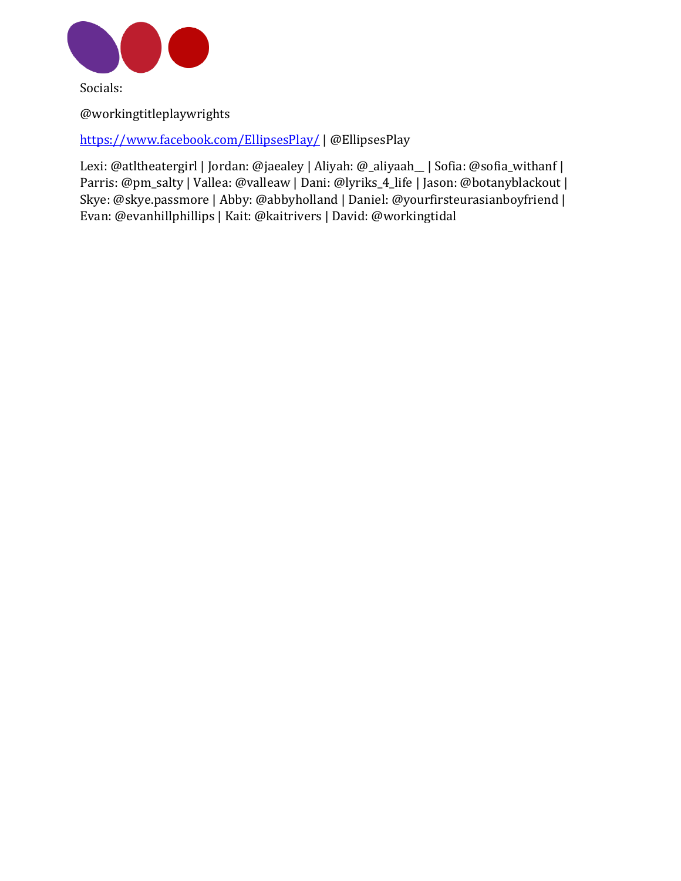Socials:

@workingtitleplaywrights

https://www.facebook.com/EllipsesPlay/ | @EllipsesPlay

Lexi: @atltheatergirl | Jordan: @jaealey | Aliyah: @_aliyaah__ | Sofia: @sofia_withanf | Parris: @pm_salty | Vallea: @valleaw | Dani: @lyriks_4_life | Jason: @botanyblackout | Skye: @skye.passmore | Abby: @abbyholland | Daniel: @yourfirsteurasianboyfriend | Evan: @evanhillphillips | Kait: @kaitrivers | David: @workingtidal